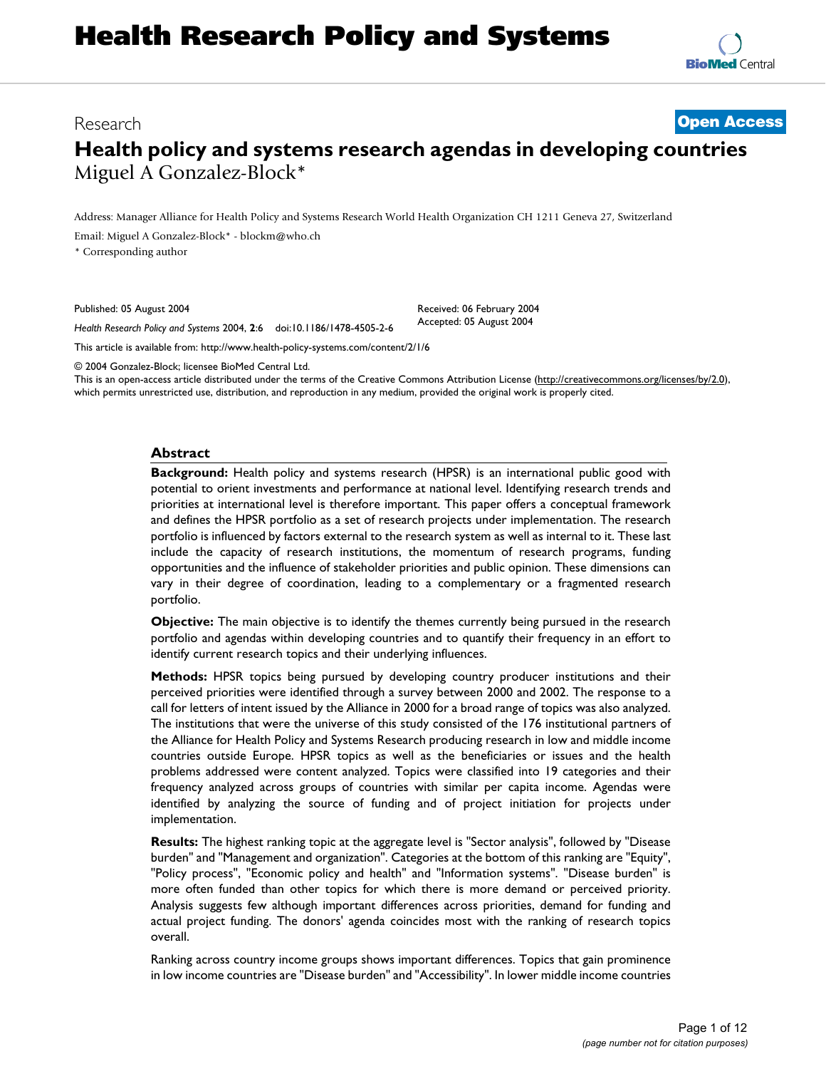Research

**Open Access**

# Health policy and systems research agendas in developing countries

Miguel A Gonzalez-Block*

Address: Manager Alliance for Health Policy and Systems Research World Health Organization CH 1211 Geneva 27, Switzerland

Email: Miguel A Gonzalez-Block* - blockm@who.ch

\* Corresponding author

Published: 05 August 2004

*Health Research Policy and Systems* 2004, **2**:6 doi:10.1186/1478-4505-2-6

Received: 06 February 2004
Accepted: 05 August 2004

This article is available from: http://www.health-policy-systems.com/content/2/1/6

© 2004 Gonzalez-Block; licensee BioMed Central Ltd.
This is an open-access article distributed under the terms of the Creative Commons Attribution License (http://creativecommons.org/licenses/by/2.0), which permits unrestricted use, distribution, and reproduction in any medium, provided the original work is properly cited.

## Abstract

**Background:** Health policy and systems research (HPSR) is an international public good with potential to orient investments and performance at national level. Identifying research trends and priorities at international level is therefore important. This paper offers a conceptual framework and defines the HPSR portfolio as a set of research projects under implementation. The research portfolio is influenced by factors external to the research system as well as internal to it. These last include the capacity of research institutions, the momentum of research programs, funding opportunities and the influence of stakeholder priorities and public opinion. These dimensions can vary in their degree of coordination, leading to a complementary or a fragmented research portfolio.

**Objective:** The main objective is to identify the themes currently being pursued in the research portfolio and agendas within developing countries and to quantify their frequency in an effort to identify current research topics and their underlying influences.

**Methods:** HPSR topics being pursued by developing country producer institutions and their perceived priorities were identified through a survey between 2000 and 2002. The response to a call for letters of intent issued by the Alliance in 2000 for a broad range of topics was also analyzed. The institutions that were the universe of this study consisted of the 176 institutional partners of the Alliance for Health Policy and Systems Research producing research in low and middle income countries outside Europe. HPSR topics as well as the beneficiaries or issues and the health problems addressed were content analyzed. Topics were classified into 19 categories and their frequency analyzed across groups of countries with similar per capita income. Agendas were identified by analyzing the source of funding and of project initiation for projects under implementation.

**Results:** The highest ranking topic at the aggregate level is "Sector analysis", followed by "Disease burden" and "Management and organization". Categories at the bottom of this ranking are "Equity", "Policy process", "Economic policy and health" and "Information systems". "Disease burden" is more often funded than other topics for which there is more demand or perceived priority. Analysis suggests few although important differences across priorities, demand for funding and actual project funding. The donors' agenda coincides most with the ranking of research topics overall.

Ranking across country income groups shows important differences. Topics that gain prominence in low income countries are "Disease burden" and "Accessibility". In lower middle income countries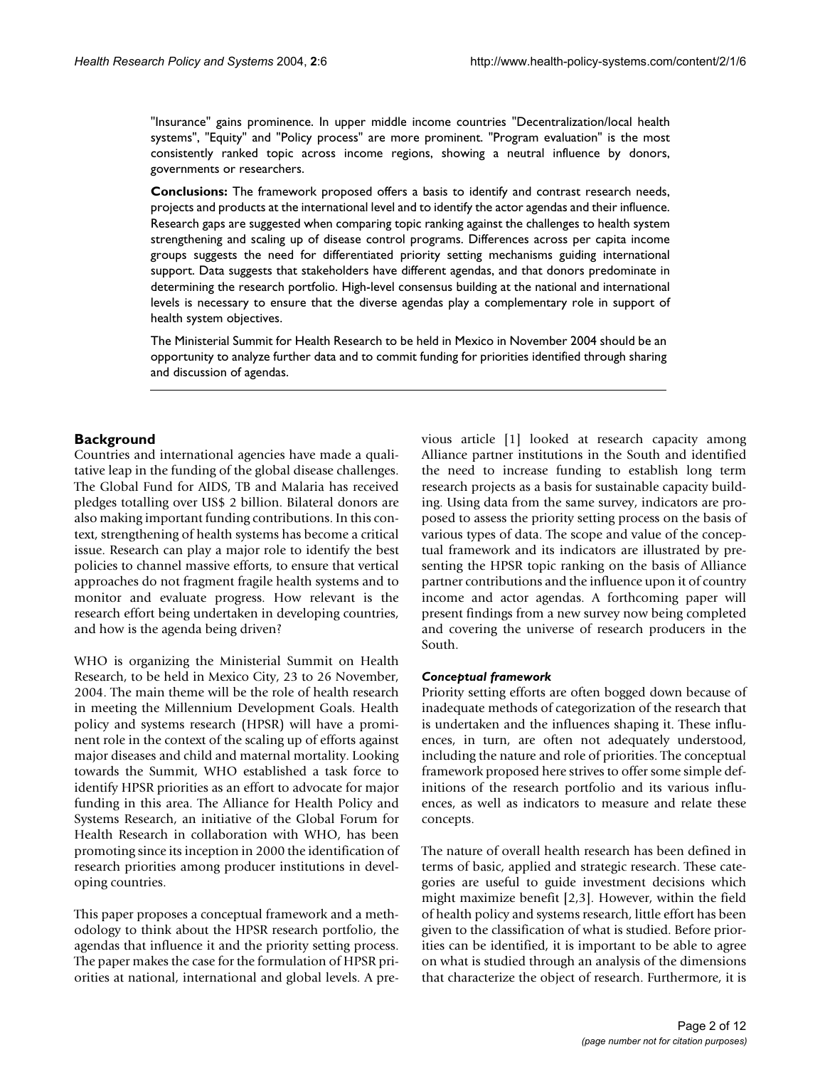"Insurance" gains prominence. In upper middle income countries "Decentralization/local health systems", "Equity" and "Policy process" are more prominent. "Program evaluation" is the most consistently ranked topic across income regions, showing a neutral influence by donors, governments or researchers.

**Conclusions:** The framework proposed offers a basis to identify and contrast research needs, projects and products at the international level and to identify the actor agendas and their influence. Research gaps are suggested when comparing topic ranking against the challenges to health system strengthening and scaling up of disease control programs. Differences across per capita income groups suggests the need for differentiated priority setting mechanisms guiding international support. Data suggests that stakeholders have different agendas, and that donors predominate in determining the research portfolio. High-level consensus building at the national and international levels is necessary to ensure that the diverse agendas play a complementary role in support of health system objectives.

The Ministerial Summit for Health Research to be held in Mexico in November 2004 should be an opportunity to analyze further data and to commit funding for priorities identified through sharing and discussion of agendas.

## Background

Countries and international agencies have made a qualitative leap in the funding of the global disease challenges. The Global Fund for AIDS, TB and Malaria has received pledges totalling over US$ 2 billion. Bilateral donors are also making important funding contributions. In this context, strengthening of health systems has become a critical issue. Research can play a major role to identify the best policies to channel massive efforts, to ensure that vertical approaches do not fragment fragile health systems and to monitor and evaluate progress. How relevant is the research effort being undertaken in developing countries, and how is the agenda being driven?

WHO is organizing the Ministerial Summit on Health Research, to be held in Mexico City, 23 to 26 November, 2004. The main theme will be the role of health research in meeting the Millennium Development Goals. Health policy and systems research (HPSR) will have a prominent role in the context of the scaling up of efforts against major diseases and child and maternal mortality. Looking towards the Summit, WHO established a task force to identify HPSR priorities as an effort to advocate for major funding in this area. The Alliance for Health Policy and Systems Research, an initiative of the Global Forum for Health Research in collaboration with WHO, has been promoting since its inception in 2000 the identification of research priorities among producer institutions in developing countries.

This paper proposes a conceptual framework and a methodology to think about the HPSR research portfolio, the agendas that influence it and the priority setting process. The paper makes the case for the formulation of HPSR priorities at national, international and global levels. A previous article [1] looked at research capacity among Alliance partner institutions in the South and identified the need to increase funding to establish long term research projects as a basis for sustainable capacity building. Using data from the same survey, indicators are proposed to assess the priority setting process on the basis of various types of data. The scope and value of the conceptual framework and its indicators are illustrated by presenting the HPSR topic ranking on the basis of Alliance partner contributions and the influence upon it of country income and actor agendas. A forthcoming paper will present findings from a new survey now being completed and covering the universe of research producers in the South.

### *Conceptual framework*

Priority setting efforts are often bogged down because of inadequate methods of categorization of the research that is undertaken and the influences shaping it. These influences, in turn, are often not adequately understood, including the nature and role of priorities. The conceptual framework proposed here strives to offer some simple definitions of the research portfolio and its various influences, as well as indicators to measure and relate these concepts.

The nature of overall health research has been defined in terms of basic, applied and strategic research. These categories are useful to guide investment decisions which might maximize benefit [2,3]. However, within the field of health policy and systems research, little effort has been given to the classification of what is studied. Before priorities can be identified, it is important to be able to agree on what is studied through an analysis of the dimensions that characterize the object of research. Furthermore, it is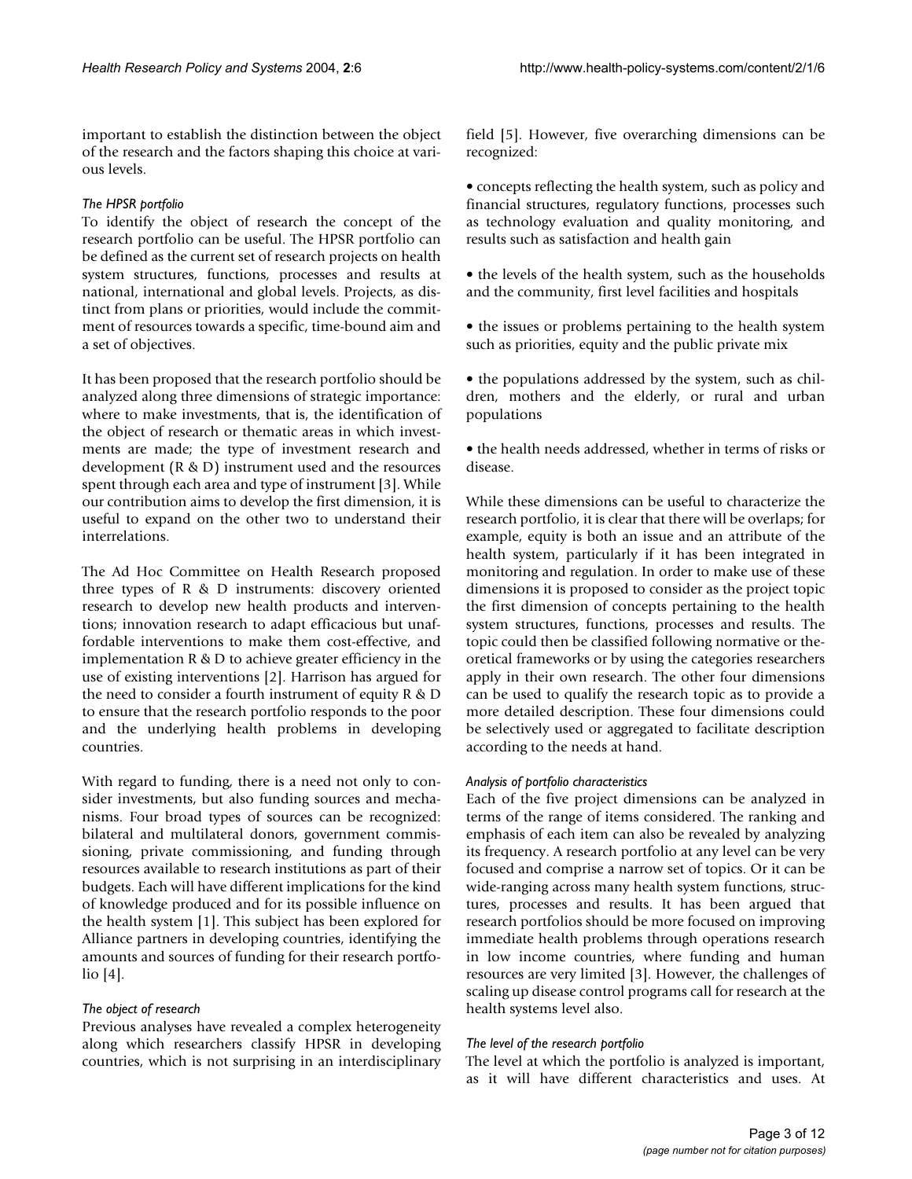important to establish the distinction between the object of the research and the factors shaping this choice at various levels.

### *The HPSR portfolio*

To identify the object of research the concept of the research portfolio can be useful. The HPSR portfolio can be defined as the current set of research projects on health system structures, functions, processes and results at national, international and global levels. Projects, as distinct from plans or priorities, would include the commitment of resources towards a specific, time-bound aim and a set of objectives.

It has been proposed that the research portfolio should be analyzed along three dimensions of strategic importance: where to make investments, that is, the identification of the object of research or thematic areas in which investments are made; the type of investment research and development (R & D) instrument used and the resources spent through each area and type of instrument [3]. While our contribution aims to develop the first dimension, it is useful to expand on the other two to understand their interrelations.

The Ad Hoc Committee on Health Research proposed three types of R & D instruments: discovery oriented research to develop new health products and interventions; innovation research to adapt efficacious but unaffordable interventions to make them cost-effective, and implementation R & D to achieve greater efficiency in the use of existing interventions [2]. Harrison has argued for the need to consider a fourth instrument of equity R & D to ensure that the research portfolio responds to the poor and the underlying health problems in developing countries.

With regard to funding, there is a need not only to consider investments, but also funding sources and mechanisms. Four broad types of sources can be recognized: bilateral and multilateral donors, government commissioning, private commissioning, and funding through resources available to research institutions as part of their budgets. Each will have different implications for the kind of knowledge produced and for its possible influence on the health system [1]. This subject has been explored for Alliance partners in developing countries, identifying the amounts and sources of funding for their research portfolio [4].

### *The object of research*

Previous analyses have revealed a complex heterogeneity along which researchers classify HPSR in developing countries, which is not surprising in an interdisciplinary field [5]. However, five overarching dimensions can be recognized:

- concepts reflecting the health system, such as policy and financial structures, regulatory functions, processes such as technology evaluation and quality monitoring, and results such as satisfaction and health gain
- the levels of the health system, such as the households and the community, first level facilities and hospitals
- the issues or problems pertaining to the health system such as priorities, equity and the public private mix
- the populations addressed by the system, such as children, mothers and the elderly, or rural and urban populations
- the health needs addressed, whether in terms of risks or disease.

While these dimensions can be useful to characterize the research portfolio, it is clear that there will be overlaps; for example, equity is both an issue and an attribute of the health system, particularly if it has been integrated in monitoring and regulation. In order to make use of these dimensions it is proposed to consider as the project topic the first dimension of concepts pertaining to the health system structures, functions, processes and results. The topic could then be classified following normative or theoretical frameworks or by using the categories researchers apply in their own research. The other four dimensions can be used to qualify the research topic as to provide a more detailed description. These four dimensions could be selectively used or aggregated to facilitate description according to the needs at hand.

### *Analysis of portfolio characteristics*

Each of the five project dimensions can be analyzed in terms of the range of items considered. The ranking and emphasis of each item can also be revealed by analyzing its frequency. A research portfolio at any level can be very focused and comprise a narrow set of topics. Or it can be wide-ranging across many health system functions, structures, processes and results. It has been argued that research portfolios should be more focused on improving immediate health problems through operations research in low income countries, where funding and human resources are very limited [3]. However, the challenges of scaling up disease control programs call for research at the health systems level also.

### *The level of the research portfolio*

The level at which the portfolio is analyzed is important, as it will have different characteristics and uses. At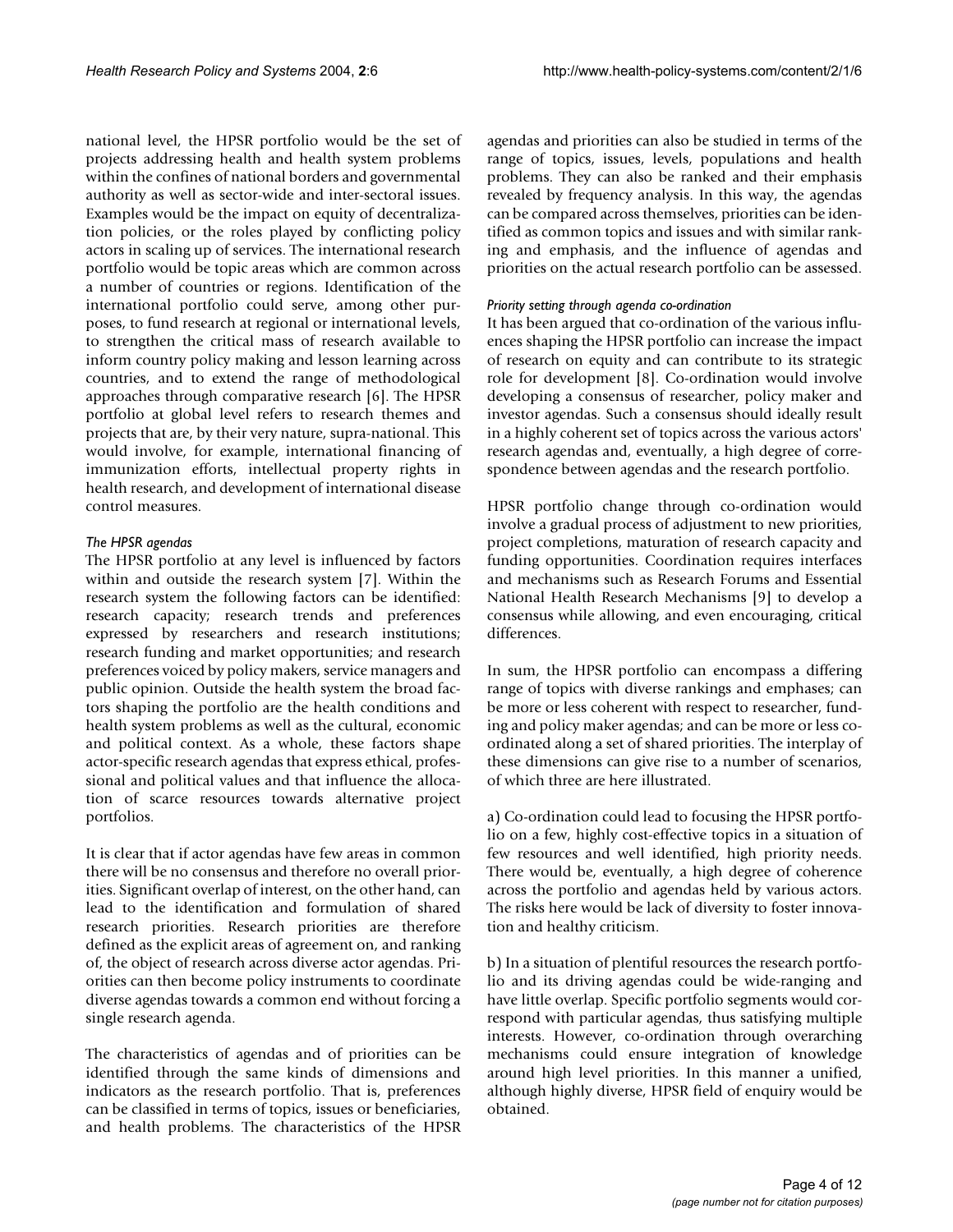national level, the HPSR portfolio would be the set of projects addressing health and health system problems within the confines of national borders and governmental authority as well as sector-wide and inter-sectoral issues. Examples would be the impact on equity of decentralization policies, or the roles played by conflicting policy actors in scaling up of services. The international research portfolio would be topic areas which are common across a number of countries or regions. Identification of the international portfolio could serve, among other purposes, to fund research at regional or international levels, to strengthen the critical mass of research available to inform country policy making and lesson learning across countries, and to extend the range of methodological approaches through comparative research [6]. The HPSR portfolio at global level refers to research themes and projects that are, by their very nature, supra-national. This would involve, for example, international financing of immunization efforts, intellectual property rights in health research, and development of international disease control measures.

### *The HPSR agendas*

The HPSR portfolio at any level is influenced by factors within and outside the research system [7]. Within the research system the following factors can be identified: research capacity; research trends and preferences expressed by researchers and research institutions; research funding and market opportunities; and research preferences voiced by policy makers, service managers and public opinion. Outside the health system the broad factors shaping the portfolio are the health conditions and health system problems as well as the cultural, economic and political context. As a whole, these factors shape actor-specific research agendas that express ethical, professional and political values and that influence the allocation of scarce resources towards alternative project portfolios.

It is clear that if actor agendas have few areas in common there will be no consensus and therefore no overall priorities. Significant overlap of interest, on the other hand, can lead to the identification and formulation of shared research priorities. Research priorities are therefore defined as the explicit areas of agreement on, and ranking of, the object of research across diverse actor agendas. Priorities can then become policy instruments to coordinate diverse agendas towards a common end without forcing a single research agenda.

The characteristics of agendas and of priorities can be identified through the same kinds of dimensions and indicators as the research portfolio. That is, preferences can be classified in terms of topics, issues or beneficiaries, and health problems. The characteristics of the HPSR agendas and priorities can also be studied in terms of the range of topics, issues, levels, populations and health problems. They can also be ranked and their emphasis revealed by frequency analysis. In this way, the agendas can be compared across themselves, priorities can be identified as common topics and issues and with similar ranking and emphasis, and the influence of agendas and priorities on the actual research portfolio can be assessed.

### *Priority setting through agenda co-ordination*

It has been argued that co-ordination of the various influences shaping the HPSR portfolio can increase the impact of research on equity and can contribute to its strategic role for development [8]. Co-ordination would involve developing a consensus of researcher, policy maker and investor agendas. Such a consensus should ideally result in a highly coherent set of topics across the various actors' research agendas and, eventually, a high degree of correspondence between agendas and the research portfolio.

HPSR portfolio change through co-ordination would involve a gradual process of adjustment to new priorities, project completions, maturation of research capacity and funding opportunities. Coordination requires interfaces and mechanisms such as Research Forums and Essential National Health Research Mechanisms [9] to develop a consensus while allowing, and even encouraging, critical differences.

In sum, the HPSR portfolio can encompass a differing range of topics with diverse rankings and emphases; can be more or less coherent with respect to researcher, funding and policy maker agendas; and can be more or less co-ordinated along a set of shared priorities. The interplay of these dimensions can give rise to a number of scenarios, of which three are here illustrated.

a) Co-ordination could lead to focusing the HPSR portfolio on a few, highly cost-effective topics in a situation of few resources and well identified, high priority needs. There would be, eventually, a high degree of coherence across the portfolio and agendas held by various actors. The risks here would be lack of diversity to foster innovation and healthy criticism.

b) In a situation of plentiful resources the research portfolio and its driving agendas could be wide-ranging and have little overlap. Specific portfolio segments would correspond with particular agendas, thus satisfying multiple interests. However, co-ordination through overarching mechanisms could ensure integration of knowledge around high level priorities. In this manner a unified, although highly diverse, HPSR field of enquiry would be obtained.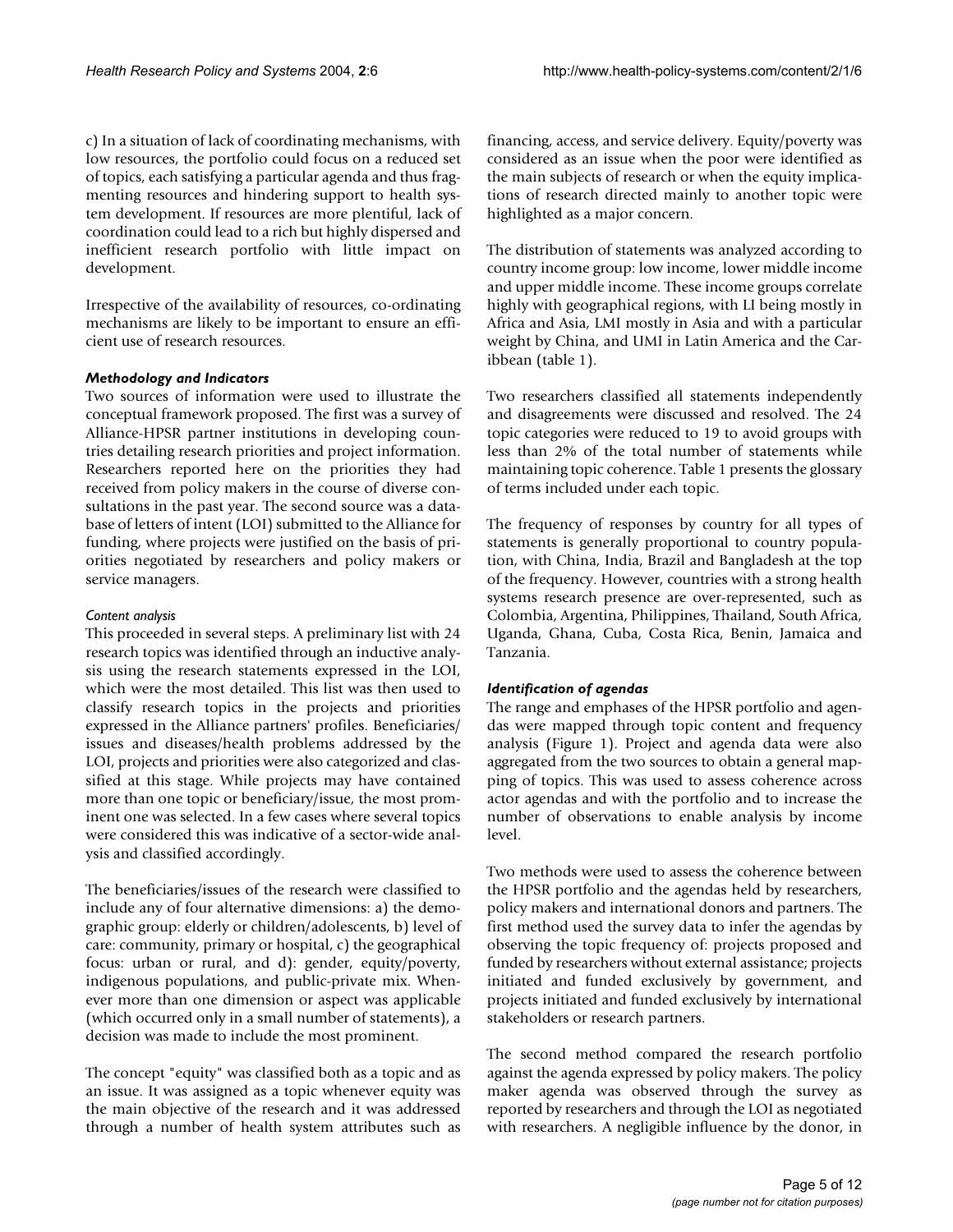c) In a situation of lack of coordinating mechanisms, with low resources, the portfolio could focus on a reduced set of topics, each satisfying a particular agenda and thus fragmenting resources and hindering support to health system development. If resources are more plentiful, lack of coordination could lead to a rich but highly dispersed and inefficient research portfolio with little impact on development.

Irrespective of the availability of resources, co-ordinating mechanisms are likely to be important to ensure an efficient use of research resources.

### *Methodology and Indicators*

Two sources of information were used to illustrate the conceptual framework proposed. The first was a survey of Alliance-HPSR partner institutions in developing countries detailing research priorities and project information. Researchers reported here on the priorities they had received from policy makers in the course of diverse consultations in the past year. The second source was a database of letters of intent (LOI) submitted to the Alliance for funding, where projects were justified on the basis of priorities negotiated by researchers and policy makers or service managers.

#### *Content analysis*

This proceeded in several steps. A preliminary list with 24 research topics was identified through an inductive analysis using the research statements expressed in the LOI, which were the most detailed. This list was then used to classify research topics in the projects and priorities expressed in the Alliance partners' profiles. Beneficiaries/issues and diseases/health problems addressed by the LOI, projects and priorities were also categorized and classified at this stage. While projects may have contained more than one topic or beneficiary/issue, the most prominent one was selected. In a few cases where several topics were considered this was indicative of a sector-wide analysis and classified accordingly.

The beneficiaries/issues of the research were classified to include any of four alternative dimensions: a) the demographic group: elderly or children/adolescents, b) level of care: community, primary or hospital, c) the geographical focus: urban or rural, and d): gender, equity/poverty, indigenous populations, and public-private mix. Whenever more than one dimension or aspect was applicable (which occurred only in a small number of statements), a decision was made to include the most prominent.

The concept "equity" was classified both as a topic and as an issue. It was assigned as a topic whenever equity was the main objective of the research and it was addressed through a number of health system attributes such as financing, access, and service delivery. Equity/poverty was considered as an issue when the poor were identified as the main subjects of research or when the equity implications of research directed mainly to another topic were highlighted as a major concern.

The distribution of statements was analyzed according to country income group: low income, lower middle income and upper middle income. These income groups correlate highly with geographical regions, with LI being mostly in Africa and Asia, LMI mostly in Asia and with a particular weight by China, and UMI in Latin America and the Caribbean (table 1).

Two researchers classified all statements independently and disagreements were discussed and resolved. The 24 topic categories were reduced to 19 to avoid groups with less than 2% of the total number of statements while maintaining topic coherence. Table 1 presents the glossary of terms included under each topic.

The frequency of responses by country for all types of statements is generally proportional to country population, with China, India, Brazil and Bangladesh at the top of the frequency. However, countries with a strong health systems research presence are over-represented, such as Colombia, Argentina, Philippines, Thailand, South Africa, Uganda, Ghana, Cuba, Costa Rica, Benin, Jamaica and Tanzania.

### *Identification of agendas*

The range and emphases of the HPSR portfolio and agendas were mapped through topic content and frequency analysis (Figure 1). Project and agenda data were also aggregated from the two sources to obtain a general mapping of topics. This was used to assess coherence across actor agendas and with the portfolio and to increase the number of observations to enable analysis by income level.

Two methods were used to assess the coherence between the HPSR portfolio and the agendas held by researchers, policy makers and international donors and partners. The first method used the survey data to infer the agendas by observing the topic frequency of: projects proposed and funded by researchers without external assistance; projects initiated and funded exclusively by government, and projects initiated and funded exclusively by international stakeholders or research partners.

The second method compared the research portfolio against the agenda expressed by policy makers. The policy maker agenda was observed through the survey as reported by researchers and through the LOI as negotiated with researchers. A negligible influence by the donor, in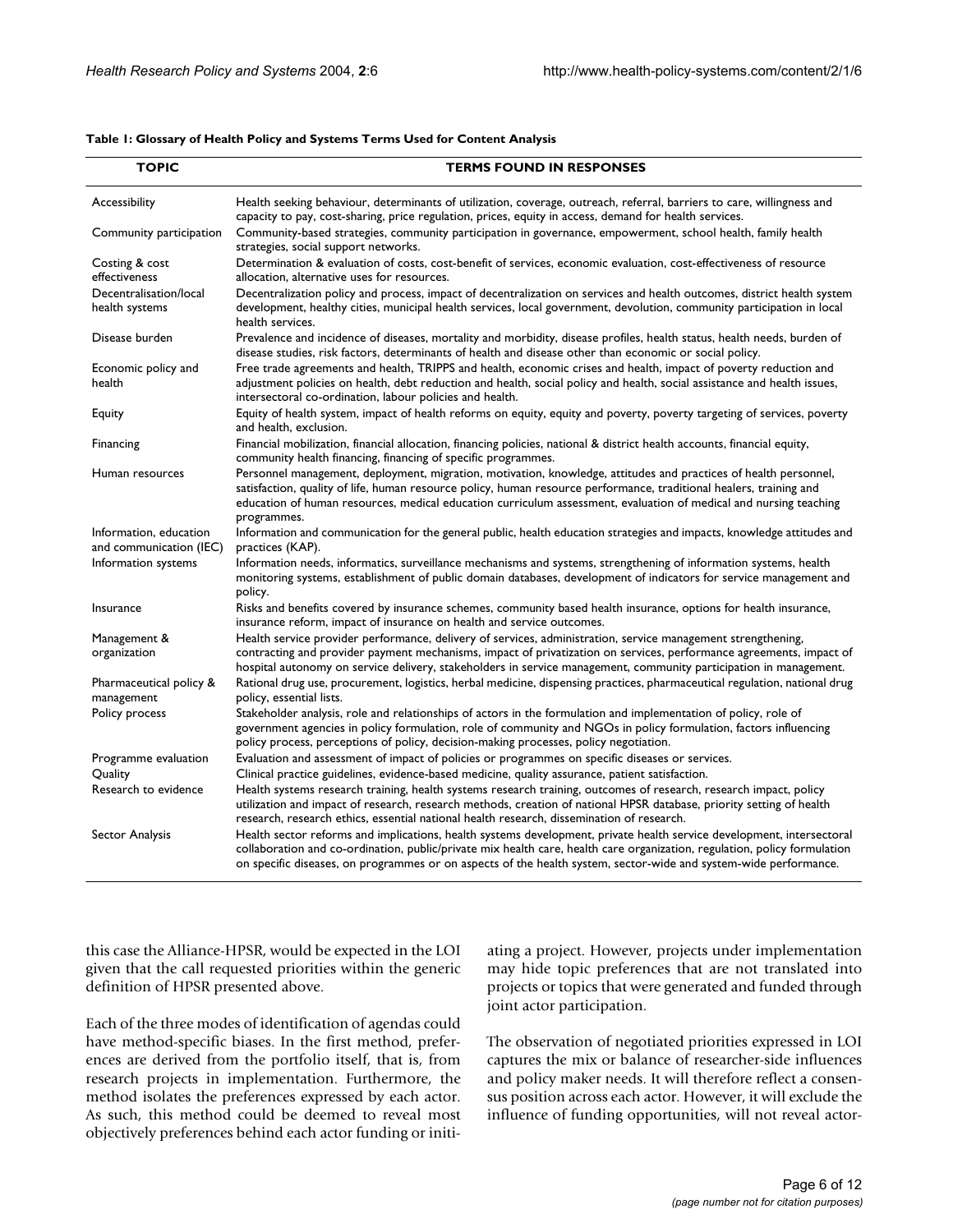**Table 1: Glossary of Health Policy and Systems Terms Used for Content Analysis**

| TOPIC | TERMS FOUND IN RESPONSES |
| --- | --- |
| Accessibility | Health seeking behaviour, determinants of utilization, coverage, outreach, referral, barriers to care, willingness and capacity to pay, cost-sharing, price regulation, prices, equity in access, demand for health services. |
| Community participation | Community-based strategies, community participation in governance, empowerment, school health, family health strategies, social support networks. |
| Costing & cost effectiveness | Determination & evaluation of costs, cost-benefit of services, economic evaluation, cost-effectiveness of resource allocation, alternative uses for resources. |
| Decentralisation/local health systems | Decentralization policy and process, impact of decentralization on services and health outcomes, district health system development, healthy cities, municipal health services, local government, devolution, community participation in local health services. |
| Disease burden | Prevalence and incidence of diseases, mortality and morbidity, disease profiles, health status, health needs, burden of disease studies, risk factors, determinants of health and disease other than economic or social policy. |
| Economic policy and health | Free trade agreements and health, TRIPPS and health, economic crises and health, impact of poverty reduction and adjustment policies on health, debt reduction and health, social policy and health, social assistance and health issues, intersectoral co-ordination, labour policies and health. |
| Equity | Equity of health system, impact of health reforms on equity, equity and poverty, poverty targeting of services, poverty and health, exclusion. |
| Financing | Financial mobilization, financial allocation, financing policies, national & district health accounts, financial equity, community health financing, financing of specific programmes. |
| Human resources | Personnel management, deployment, migration, motivation, knowledge, attitudes and practices of health personnel, satisfaction, quality of life, human resource policy, human resource performance, traditional healers, training and education of human resources, medical education curriculum assessment, evaluation of medical and nursing teaching programmes. |
| Information, education and communication (IEC) | Information and communication for the general public, health education strategies and impacts, knowledge attitudes and practices (KAP). |
| Information systems | Information needs, informatics, surveillance mechanisms and systems, strengthening of information systems, health monitoring systems, establishment of public domain databases, development of indicators for service management and policy. |
| Insurance | Risks and benefits covered by insurance schemes, community based health insurance, options for health insurance, insurance reform, impact of insurance on health and service outcomes. |
| Management & organization | Health service provider performance, delivery of services, administration, service management strengthening, contracting and provider payment mechanisms, impact of privatization on services, performance agreements, impact of hospital autonomy on service delivery, stakeholders in service management, community participation in management. |
| Pharmaceutical policy & management | Rational drug use, procurement, logistics, herbal medicine, dispensing practices, pharmaceutical regulation, national drug policy, essential lists. |
| Policy process | Stakeholder analysis, role and relationships of actors in the formulation and implementation of policy, role of government agencies in policy formulation, role of community and NGOs in policy formulation, factors influencing policy process, perceptions of policy, decision-making processes, policy negotiation. |
| Programme evaluation | Evaluation and assessment of impact of policies or programmes on specific diseases or services. |
| Quality | Clinical practice guidelines, evidence-based medicine, quality assurance, patient satisfaction. |
| Research to evidence | Health systems research training, health systems research training, outcomes of research, research impact, policy utilization and impact of research, research methods, creation of national HPSR database, priority setting of health research, research ethics, essential national health research, dissemination of research. |
| Sector Analysis | Health sector reforms and implications, health systems development, private health service development, intersectoral collaboration and co-ordination, public/private mix health care, health care organization, regulation, policy formulation on specific diseases, on programmes or on aspects of the health system, sector-wide and system-wide performance. |

this case the Alliance-HPSR, would be expected in the LOI given that the call requested priorities within the generic definition of HPSR presented above.

Each of the three modes of identification of agendas could have method-specific biases. In the first method, preferences are derived from the portfolio itself, that is, from research projects in implementation. Furthermore, the method isolates the preferences expressed by each actor. As such, this method could be deemed to reveal most objectively preferences behind each actor funding or initiating a project. However, projects under implementation may hide topic preferences that are not translated into projects or topics that were generated and funded through joint actor participation.

The observation of negotiated priorities expressed in LOI captures the mix or balance of researcher-side influences and policy maker needs. It will therefore reflect a consensus position across each actor. However, it will exclude the influence of funding opportunities, will not reveal actor-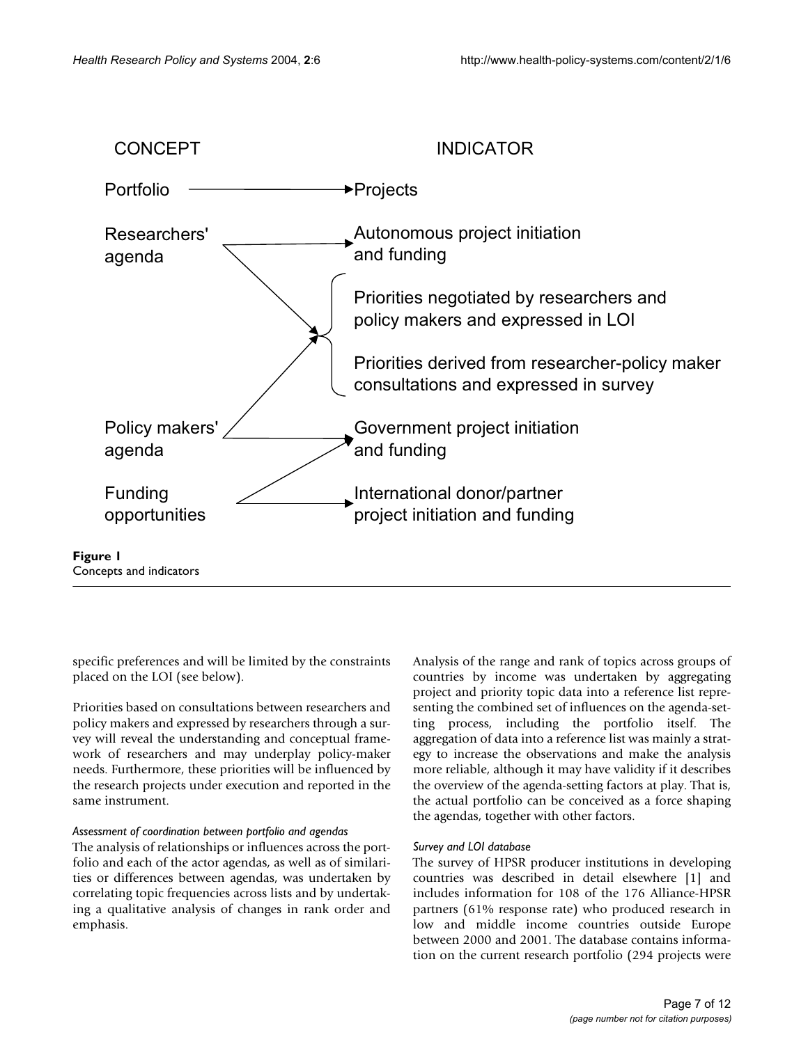CONCEPT

INDICATOR

Portfolio

Projects

Researchers' agenda

Autonomous project initiation and funding

Priorities negotiated by researchers and policy makers and expressed in LOI

Priorities derived from researcher-policy maker consultations and expressed in survey

Policy makers' agenda

Government project initiation and funding

Funding opportunities

International donor/partner project initiation and funding

**Figure 1**
Concepts and indicators

specific preferences and will be limited by the constraints placed on the LOI (see below).

Priorities based on consultations between researchers and policy makers and expressed by researchers through a survey will reveal the understanding and conceptual framework of researchers and may underplay policy-maker needs. Furthermore, these priorities will be influenced by the research projects under execution and reported in the same instrument.

*Assessment of coordination between portfolio and agendas*

The analysis of relationships or influences across the portfolio and each of the actor agendas, as well as of similarities or differences between agendas, was undertaken by correlating topic frequencies across lists and by undertaking a qualitative analysis of changes in rank order and emphasis.

Analysis of the range and rank of topics across groups of countries by income was undertaken by aggregating project and priority topic data into a reference list representing the combined set of influences on the agenda-setting process, including the portfolio itself. The aggregation of data into a reference list was mainly a strategy to increase the observations and make the analysis more reliable, although it may have validity if it describes the overview of the agenda-setting factors at play. That is, the actual portfolio can be conceived as a force shaping the agendas, together with other factors.

*Survey and LOI database*

The survey of HPSR producer institutions in developing countries was described in detail elsewhere [1] and includes information for 108 of the 176 Alliance-HPSR partners (61% response rate) who produced research in low and middle income countries outside Europe between 2000 and 2001. The database contains information on the current research portfolio (294 projects were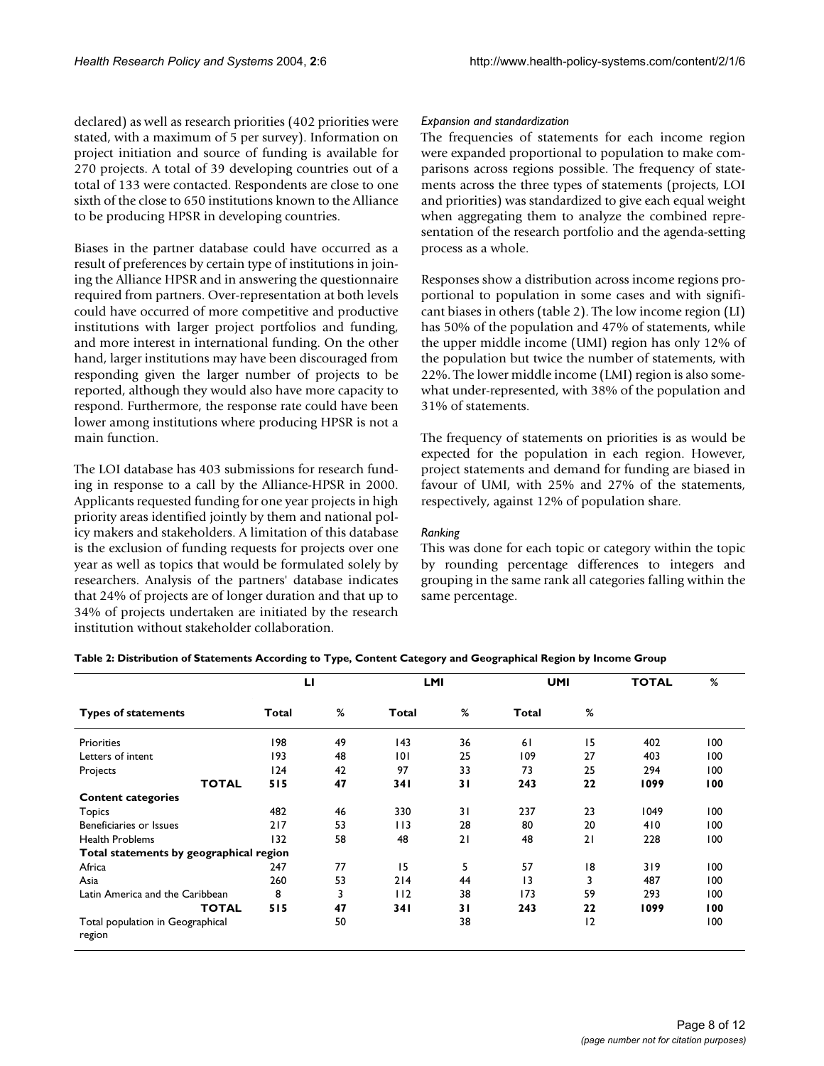declared) as well as research priorities (402 priorities were stated, with a maximum of 5 per survey). Information on project initiation and source of funding is available for 270 projects. A total of 39 developing countries out of a total of 133 were contacted. Respondents are close to one sixth of the close to 650 institutions known to the Alliance to be producing HPSR in developing countries.

Biases in the partner database could have occurred as a result of preferences by certain type of institutions in joining the Alliance HPSR and in answering the questionnaire required from partners. Over-representation at both levels could have occurred of more competitive and productive institutions with larger project portfolios and funding, and more interest in international funding. On the other hand, larger institutions may have been discouraged from responding given the larger number of projects to be reported, although they would also have more capacity to respond. Furthermore, the response rate could have been lower among institutions where producing HPSR is not a main function.

The LOI database has 403 submissions for research funding in response to a call by the Alliance-HPSR in 2000. Applicants requested funding for one year projects in high priority areas identified jointly by them and national policy makers and stakeholders. A limitation of this database is the exclusion of funding requests for projects over one year as well as topics that would be formulated solely by researchers. Analysis of the partners' database indicates that 24% of projects are of longer duration and that up to 34% of projects undertaken are initiated by the research institution without stakeholder collaboration.

*Expansion and standardization*

The frequencies of statements for each income region were expanded proportional to population to make comparisons across regions possible. The frequency of statements across the three types of statements (projects, LOI and priorities) was standardized to give each equal weight when aggregating them to analyze the combined representation of the research portfolio and the agenda-setting process as a whole.

Responses show a distribution across income regions proportional to population in some cases and with significant biases in others (table 2). The low income region (LI) has 50% of the population and 47% of statements, while the upper middle income (UMI) region has only 12% of the population but twice the number of statements, with 22%. The lower middle income (LMI) region is also somewhat under-represented, with 38% of the population and 31% of statements.

The frequency of statements on priorities is as would be expected for the population in each region. However, project statements and demand for funding are biased in favour of UMI, with 25% and 27% of the statements, respectively, against 12% of population share.

*Ranking*

This was done for each topic or category within the topic by rounding percentage differences to integers and grouping in the same rank all categories falling within the same percentage.

**Table 2: Distribution of Statements According to Type, Content Category and Geographical Region by Income Group**

| | LI | | LMI | | UMI | | TOTAL | % |
|---|---|---|---|---|---|---|---|---|
| **Types of statements** | **Total** | **%** | **Total** | **%** | **Total** | **%** | | |
| Priorities | 198 | 49 | 143 | 36 | 61 | 15 | 402 | 100 |
| Letters of intent | 193 | 48 | 101 | 25 | 109 | 27 | 403 | 100 |
| Projects | 124 | 42 | 97 | 33 | 73 | 25 | 294 | 100 |
| **TOTAL** | **515** | **47** | **341** | **31** | **243** | **22** | **1099** | **100** |
| **Content categories** | | | | | | | | |
| Topics | 482 | 46 | 330 | 31 | 237 | 23 | 1049 | 100 |
| Beneficiaries or Issues | 217 | 53 | 113 | 28 | 80 | 20 | 410 | 100 |
| Health Problems | 132 | 58 | 48 | 21 | 48 | 21 | 228 | 100 |
| **Total statements by geographical region** | | | | | | | | |
| Africa | 247 | 77 | 15 | 5 | 57 | 18 | 319 | 100 |
| Asia | 260 | 53 | 214 | 44 | 13 | 3 | 487 | 100 |
| Latin America and the Caribbean | 8 | 3 | 112 | 38 | 173 | 59 | 293 | 100 |
| **TOTAL** | **515** | **47** | **341** | **31** | **243** | **22** | **1099** | **100** |
| Total population in Geographical region | | 50 | | 38 | | 12 | | 100 |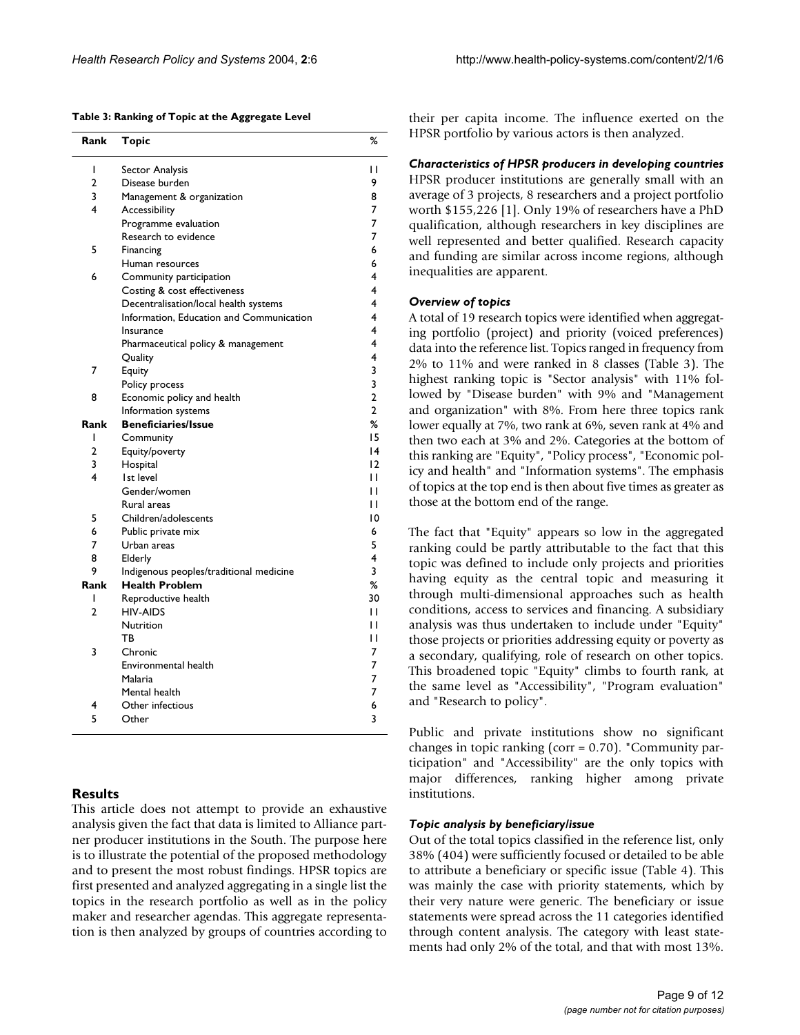**Table 3: Ranking of Topic at the Aggregate Level**

| Rank | Topic | % |
| --- | --- | --- |
| 1 | Sector Analysis | 11 |
| 2 | Disease burden | 9 |
| 3 | Management & organization | 8 |
| 4 | Accessibility | 7 |
|  | Programme evaluation | 7 |
|  | Research to evidence | 7 |
| 5 | Financing | 6 |
|  | Human resources | 6 |
| 6 | Community participation | 4 |
|  | Costing & cost effectiveness | 4 |
|  | Decentralisation/local health systems | 4 |
|  | Information, Education and Communication | 4 |
|  | Insurance | 4 |
|  | Pharmaceutical policy & management | 4 |
|  | Quality | 4 |
| 7 | Equity | 3 |
|  | Policy process | 3 |
| 8 | Economic policy and health | 2 |
|  | Information systems | 2 |
| **Rank** | **Beneficiaries/Issue** | **%** |
| 1 | Community | 15 |
| 2 | Equity/poverty | 14 |
| 3 | Hospital | 12 |
| 4 | 1st level | 11 |
|  | Gender/women | 11 |
|  | Rural areas | 11 |
| 5 | Children/adolescents | 10 |
| 6 | Public private mix | 6 |
| 7 | Urban areas | 5 |
| 8 | Elderly | 4 |
| 9 | Indigenous peoples/traditional medicine | 3 |
| **Rank** | **Health Problem** | **%** |
| 1 | Reproductive health | 30 |
| 2 | HIV-AIDS | 11 |
|  | Nutrition | 11 |
|  | TB | 11 |
| 3 | Chronic | 7 |
|  | Environmental health | 7 |
|  | Malaria | 7 |
|  | Mental health | 7 |
| 4 | Other infectious | 6 |
| 5 | Other | 3 |

## Results

This article does not attempt to provide an exhaustive analysis given the fact that data is limited to Alliance partner producer institutions in the South. The purpose here is to illustrate the potential of the proposed methodology and to present the most robust findings. HPSR topics are first presented and analyzed aggregating in a single list the topics in the research portfolio as well as in the policy maker and researcher agendas. This aggregate representation is then analyzed by groups of countries according to their per capita income. The influence exerted on the HPSR portfolio by various actors is then analyzed.

### *Characteristics of HPSR producers in developing countries*

HPSR producer institutions are generally small with an average of 3 projects, 8 researchers and a project portfolio worth $155,226 [1]. Only 19% of researchers have a PhD qualification, although researchers in key disciplines are well represented and better qualified. Research capacity and funding are similar across income regions, although inequalities are apparent.

### *Overview of topics*

A total of 19 research topics were identified when aggregating portfolio (project) and priority (voiced preferences) data into the reference list. Topics ranged in frequency from 2% to 11% and were ranked in 8 classes (Table 3). The highest ranking topic is "Sector analysis" with 11% followed by "Disease burden" with 9% and "Management and organization" with 8%. From here three topics rank lower equally at 7%, two rank at 6%, seven rank at 4% and then two each at 3% and 2%. Categories at the bottom of this ranking are "Equity", "Policy process", "Economic policy and health" and "Information systems". The emphasis of topics at the top end is then about five times as greater as those at the bottom end of the range.

The fact that "Equity" appears so low in the aggregated ranking could be partly attributable to the fact that this topic was defined to include only projects and priorities having equity as the central topic and measuring it through multi-dimensional approaches such as health conditions, access to services and financing. A subsidiary analysis was thus undertaken to include under "Equity" those projects or priorities addressing equity or poverty as a secondary, qualifying, role of research on other topics. This broadened topic "Equity" climbs to fourth rank, at the same level as "Accessibility", "Program evaluation" and "Research to policy".

Public and private institutions show no significant changes in topic ranking (corr = 0.70). "Community participation" and "Accessibility" are the only topics with major differences, ranking higher among private institutions.

### *Topic analysis by beneficiary/issue*

Out of the total topics classified in the reference list, only 38% (404) were sufficiently focused or detailed to be able to attribute a beneficiary or specific issue (Table 4). This was mainly the case with priority statements, which by their very nature were generic. The beneficiary or issue statements were spread across the 11 categories identified through content analysis. The category with least statements had only 2% of the total, and that with most 13%.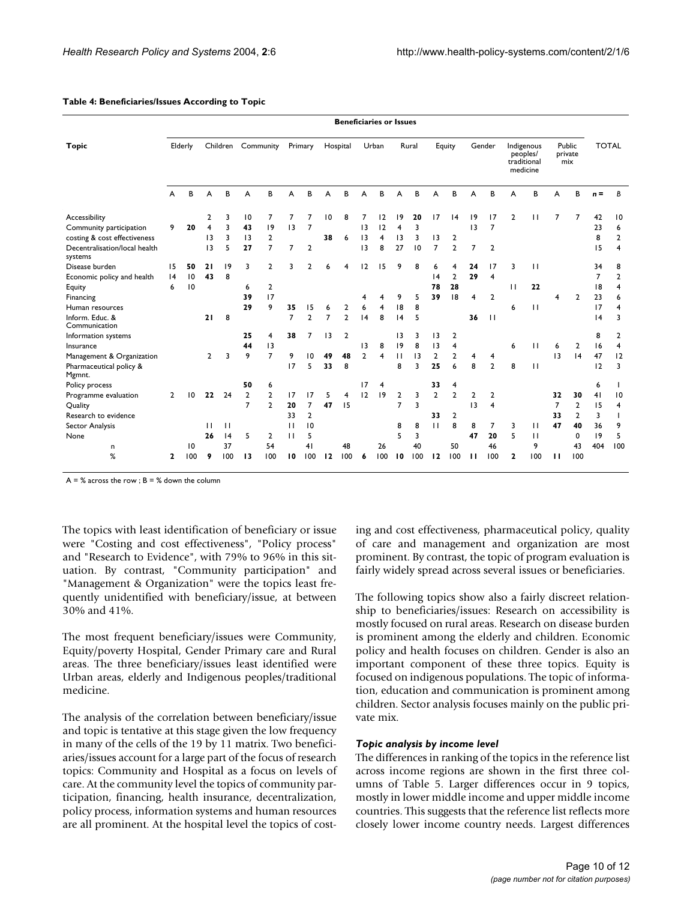**Table 4: Beneficiaries/Issues According to Topic**

| Topic | Beneficiaries or Issues | | | | | | | | | | | | | | | | | | | | | | | |
|---|---|---|---|---|---|---|---|---|---|---|---|---|---|---|---|---|---|---|---|---|---|---|---|---|
| | Elderly | | Children | | Community | | Primary | | Hospital | | Urban | | Rural | | Equity | | Gender | | Indigenous peoples/ traditional medicine | | Public private mix | | TOTAL | |
| | A | B | A | B | A | B | A | B | A | B | A | B | A | B | A | B | A | B | A | B | A | B | n = | B |
| Accessibility | | | 2 | 3 | 10 | 7 | 7 | 7 | 10 | 8 | 7 | 12 | 19 | 20 | 17 | 14 | 19 | 17 | 2 | 11 | 7 | 7 | 42 | 10 |
| Community participation | 9 | 20 | 4 | 3 | 43 | 19 | 13 | 7 | | | 13 | 12 | 4 | 3 | | | 13 | 7 | | | | | 23 | 6 |
| costing & cost effectiveness | | | 13 | 3 | 13 | 2 | | | 38 | 6 | 13 | 4 | 13 | 3 | 13 | 2 | | | | | | | 8 | 2 |
| Decentralisation/local health systems | | | 13 | 5 | 27 | 7 | 7 | 2 | | | 13 | 8 | 27 | 10 | 7 | 2 | 7 | 2 | | | | | 15 | 4 |
| Disease burden | 15 | 50 | 21 | 19 | 3 | 2 | 3 | 2 | 6 | 4 | 12 | 15 | 9 | 8 | 6 | 4 | 24 | 17 | 3 | 11 | | | 34 | 8 |
| Economic policy and health | 14 | 10 | 43 | 8 | | | | | | | | | | | 14 | 2 | 29 | 4 | | | | | 7 | 2 |
| Equity | 6 | 10 | | | 6 | 2 | | | | | | | | | 78 | 28 | | | 11 | 22 | | | 18 | 4 |
| Financing | | | | | 39 | 17 | | | | | 4 | 4 | 9 | 5 | 39 | 18 | 4 | 2 | | | 4 | 2 | 23 | 6 |
| Human resources | | | | | 29 | 9 | 35 | 15 | 6 | 2 | 6 | 4 | 18 | 8 | | | | | 6 | 11 | | | 17 | 4 |
| Inform. Educ. & Communication | | | 21 | 8 | | | 7 | 2 | 7 | 2 | 14 | 8 | 14 | 5 | | | 36 | 11 | | | | | 14 | 3 |
| Information systems | | | | | 25 | 4 | 38 | 7 | 13 | 2 | | | 13 | 3 | 13 | 2 | | | | | | | 8 | 2 |
| Insurance | | | | | 44 | 13 | | | | | 13 | 8 | 19 | 8 | 13 | 4 | | | 6 | 11 | 6 | 2 | 16 | 4 |
| Management & Organization | | | 2 | 3 | 9 | 7 | 9 | 10 | 49 | 48 | 2 | 4 | 11 | 13 | 2 | 2 | 4 | 4 | | | 13 | 14 | 47 | 12 |
| Pharmaceutical policy & Mgmnt. | | | | | | | 17 | 5 | 33 | 8 | | | 8 | 3 | 25 | 6 | 8 | 2 | 8 | 11 | | | 12 | 3 |
| Policy process | | | | | 50 | 6 | | | | | 17 | 4 | | | 33 | 4 | | | | | | | 6 | 1 |
| Programme evaluation | 2 | 10 | 22 | 24 | 2 | 2 | 17 | 17 | 5 | 4 | 12 | 19 | 2 | 3 | 2 | 2 | 2 | 2 | | | 32 | 30 | 41 | 10 |
| Quality | | | | | 7 | 2 | 20 | 7 | 47 | 15 | | | 7 | 3 | | | 13 | 4 | | | 7 | 2 | 15 | 4 |
| Research to evidence | | | | | | | 33 | 2 | | | | | | | 33 | 2 | | | | | 33 | 2 | 3 | 1 |
| Sector Analysis | | | 11 | 11 | | | 11 | 10 | | | | | 8 | 8 | 11 | 8 | 8 | 7 | 3 | 11 | 47 | 40 | 36 | 9 |
| None | | | 26 | 14 | 5 | 2 | 11 | 5 | | | | | 5 | 3 | | | 47 | 20 | 5 | 11 | | 0 | 19 | 5 |
| n | | 10 | | 37 | | 54 | | 41 | | 48 | | 26 | | 40 | | 50 | | 46 | | 9 | | 43 | 404 | 100 |
| % | 2 | 100 | 9 | 100 | 13 | 100 | 10 | 100 | 12 | 100 | 6 | 100 | 10 | 100 | 12 | 100 | 11 | 100 | 2 | 100 | 11 | 100 | | |

A = % across the row ; B = % down the column

The topics with least identification of beneficiary or issue were "Costing and cost effectiveness", "Policy process" and "Research to Evidence", with 79% to 96% in this situation. By contrast, "Community participation" and "Management & Organization" were the topics least frequently unidentified with beneficiary/issue, at between 30% and 41%.

The most frequent beneficiary/issues were Community, Equity/poverty Hospital, Gender Primary care and Rural areas. The three beneficiary/issues least identified were Urban areas, elderly and Indigenous peoples/traditional medicine.

The analysis of the correlation between beneficiary/issue and topic is tentative at this stage given the low frequency in many of the cells of the 19 by 11 matrix. Two beneficiaries/issues account for a large part of the focus of research topics: Community and Hospital as a focus on levels of care. At the community level the topics of community participation, financing, health insurance, decentralization, policy process, information systems and human resources are all prominent. At the hospital level the topics of costing and cost effectiveness, pharmaceutical policy, quality of care and management and organization are most prominent. By contrast, the topic of program evaluation is fairly widely spread across several issues or beneficiaries.

The following topics show also a fairly discreet relationship to beneficiaries/issues: Research on accessibility is mostly focused on rural areas. Research on disease burden is prominent among the elderly and children. Economic policy and health focuses on children. Gender is also an important component of these three topics. Equity is focused on indigenous populations. The topic of information, education and communication is prominent among children. Sector analysis focuses mainly on the public private mix.

### *Topic analysis by income level*

The differences in ranking of the topics in the reference list across income regions are shown in the first three columns of Table 5. Larger differences occur in 9 topics, mostly in lower middle income and upper middle income countries. This suggests that the reference list reflects more closely lower income country needs. Largest differences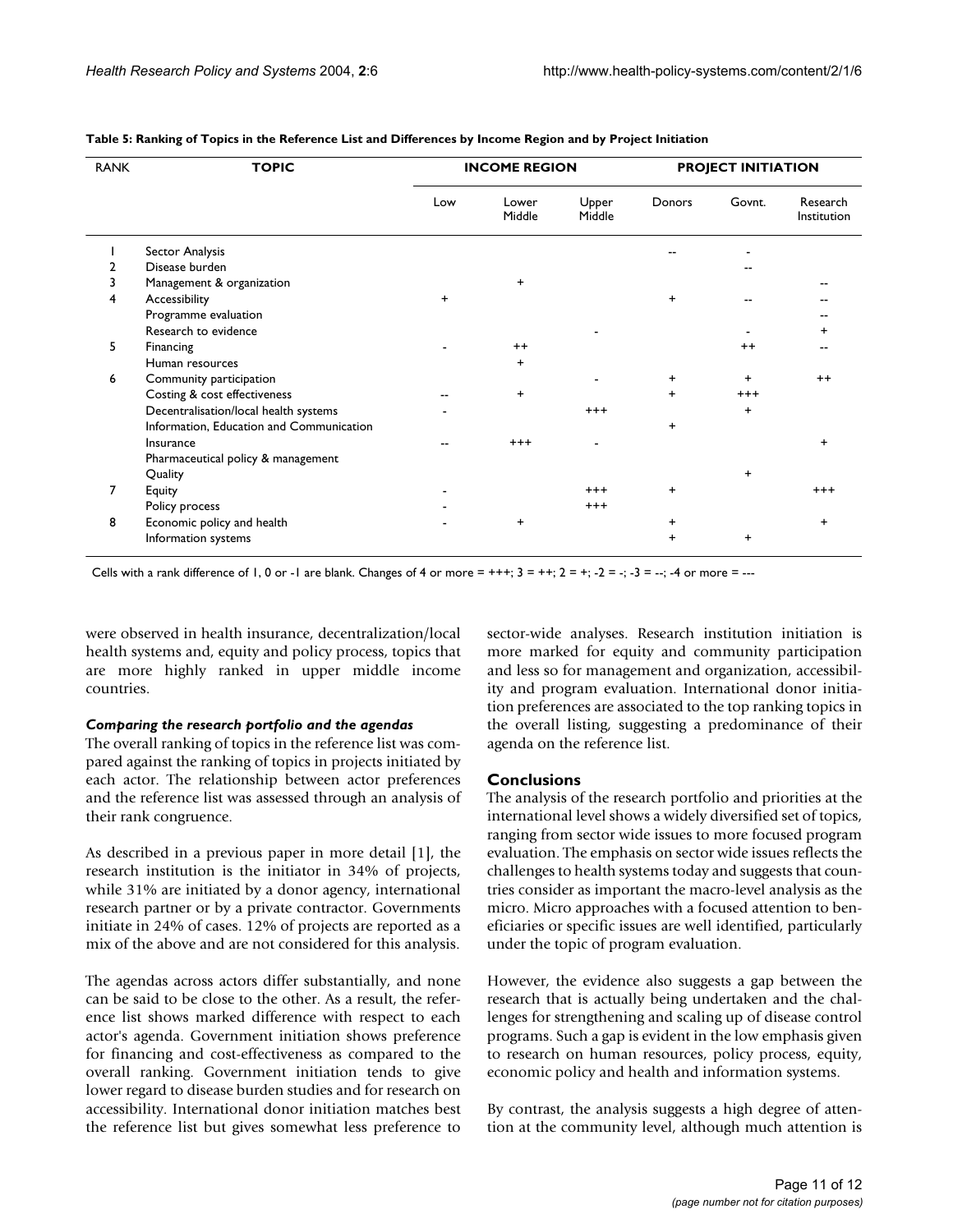**Table 5: Ranking of Topics in the Reference List and Differences by Income Region and by Project Initiation**

| RANK | TOPIC | INCOME REGION | | | PROJECT INITIATION | | |
|---|---|---|---|---|---|---|---|
| | | Low | Lower Middle | Upper Middle | Donors | Govnt. | Research Institution |
| 1 | Sector Analysis | | | | -- | - | |
| 2 | Disease burden | | | | | -- | |
| 3 | Management & organization | | + | | | | -- |
| 4 | Accessibility | + | | | + | -- | -- |
| | Programme evaluation | | | | | | -- |
| | Research to evidence | | | - | | - | + |
| 5 | Financing | - | ++ | | | ++ | -- |
| | Human resources | | + | | | | |
| 6 | Community participation | | | - | + | + | ++ |
| | Costing & cost effectiveness | -- | + | | + | +++ | |
| | Decentralisation/local health systems | - | | +++ | | + | |
| | Information, Education and Communication | | | | + | | |
| | Insurance | -- | +++ | - | | | + |
| | Pharmaceutical policy & management | | | | | | |
| | Quality | | | | | + | |
| 7 | Equity | - | | +++ | + | | +++ |
| | Policy process | - | | +++ | | | |
| 8 | Economic policy and health | - | + | | + | | + |
| | Information systems | | | | + | + | |

Cells with a rank difference of 1, 0 or -1 are blank. Changes of 4 or more = +++; 3 = ++; 2 = +; -2 = -; -3 = --; -4 or more = ---

were observed in health insurance, decentralization/local health systems and, equity and policy process, topics that are more highly ranked in upper middle income countries.

### *Comparing the research portfolio and the agendas*

The overall ranking of topics in the reference list was compared against the ranking of topics in projects initiated by each actor. The relationship between actor preferences and the reference list was assessed through an analysis of their rank congruence.

As described in a previous paper in more detail [1], the research institution is the initiator in 34% of projects, while 31% are initiated by a donor agency, international research partner or by a private contractor. Governments initiate in 24% of cases. 12% of projects are reported as a mix of the above and are not considered for this analysis.

The agendas across actors differ substantially, and none can be said to be close to the other. As a result, the reference list shows marked difference with respect to each actor's agenda. Government initiation shows preference for financing and cost-effectiveness as compared to the overall ranking. Government initiation tends to give lower regard to disease burden studies and for research on accessibility. International donor initiation matches best the reference list but gives somewhat less preference to sector-wide analyses. Research institution initiation is more marked for equity and community participation and less so for management and organization, accessibility and program evaluation. International donor initiation preferences are associated to the top ranking topics in the overall listing, suggesting a predominance of their agenda on the reference list.

## Conclusions

The analysis of the research portfolio and priorities at the international level shows a widely diversified set of topics, ranging from sector wide issues to more focused program evaluation. The emphasis on sector wide issues reflects the challenges to health systems today and suggests that countries consider as important the macro-level analysis as the micro. Micro approaches with a focused attention to beneficiaries or specific issues are well identified, particularly under the topic of program evaluation.

However, the evidence also suggests a gap between the research that is actually being undertaken and the challenges for strengthening and scaling up of disease control programs. Such a gap is evident in the low emphasis given to research on human resources, policy process, equity, economic policy and health and information systems.

By contrast, the analysis suggests a high degree of attention at the community level, although much attention is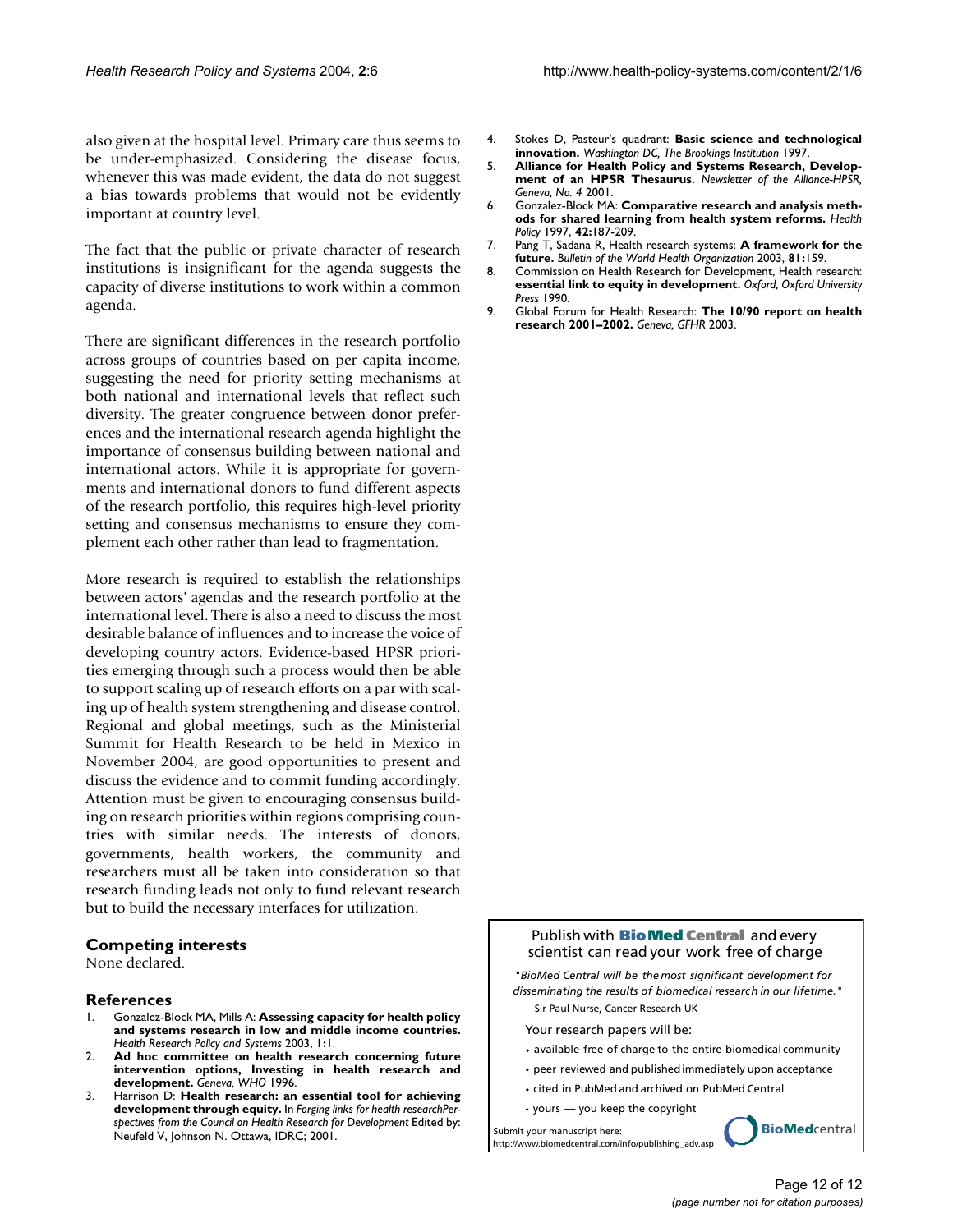also given at the hospital level. Primary care thus seems to be under-emphasized. Considering the disease focus, whenever this was made evident, the data do not suggest a bias towards problems that would not be evidently important at country level.

The fact that the public or private character of research institutions is insignificant for the agenda suggests the capacity of diverse institutions to work within a common agenda.

There are significant differences in the research portfolio across groups of countries based on per capita income, suggesting the need for priority setting mechanisms at both national and international levels that reflect such diversity. The greater congruence between donor preferences and the international research agenda highlight the importance of consensus building between national and international actors. While it is appropriate for governments and international donors to fund different aspects of the research portfolio, this requires high-level priority setting and consensus mechanisms to ensure they complement each other rather than lead to fragmentation.

More research is required to establish the relationships between actors' agendas and the research portfolio at the international level. There is also a need to discuss the most desirable balance of influences and to increase the voice of developing country actors. Evidence-based HPSR priorities emerging through such a process would then be able to support scaling up of research efforts on a par with scaling up of health system strengthening and disease control. Regional and global meetings, such as the Ministerial Summit for Health Research to be held in Mexico in November 2004, are good opportunities to present and discuss the evidence and to commit funding accordingly. Attention must be given to encouraging consensus building on research priorities within regions comprising countries with similar needs. The interests of donors, governments, health workers, the community and researchers must all be taken into consideration so that research funding leads not only to fund relevant research but to build the necessary interfaces for utilization.

## Competing interests

None declared.

## References

1. Gonzalez-Block MA, Mills A: **Assessing capacity for health policy and systems research in low and middle income countries.** *Health Research Policy and Systems* 2003, **1:**1.
2. **Ad hoc committee on health research concerning future intervention options, Investing in health research and development.** *Geneva, WHO* 1996.
3. Harrison D: **Health research: an essential tool for achieving development through equity.** In *Forging links for health researchPerspectives from the Council on Health Research for Development* Edited by: Neufeld V, Johnson N. Ottawa, IDRC; 2001.
4. Stokes D, Pasteur's quadrant: **Basic science and technological innovation.** *Washington DC, The Brookings Institution* 1997.
5. **Alliance for Health Policy and Systems Research, Development of an HPSR Thesaurus.** *Newsletter of the Alliance-HPSR, Geneva, No. 4* 2001.
6. Gonzalez-Block MA: **Comparative research and analysis methods for shared learning from health system reforms.** *Health Policy* 1997, **42:**187-209.
7. Pang T, Sadana R, Health research systems: **A framework for the future.** *Bulletin of the World Health Organization* 2003, **81:**159.
8. Commission on Health Research for Development, Health research: **essential link to equity in development.** *Oxford, Oxford University Press* 1990.
9. Global Forum for Health Research: **The 10/90 report on health research 2001–2002.** *Geneva, GFHR* 2003.

Publish with **BioMed Central** and every scientist can read your work free of charge

*"BioMed Central will be the most significant development for disseminating the results of biomedical research in our lifetime."*

Sir Paul Nurse, Cancer Research UK

Your research papers will be:

- available free of charge to the entire biomedical community
- peer reviewed and published immediately upon acceptance
- cited in PubMed and archived on PubMed Central
- yours — you keep the copyright

Submit your manuscript here:
http://www.biomedcentral.com/info/publishing_adv.asp

BioMedcentral